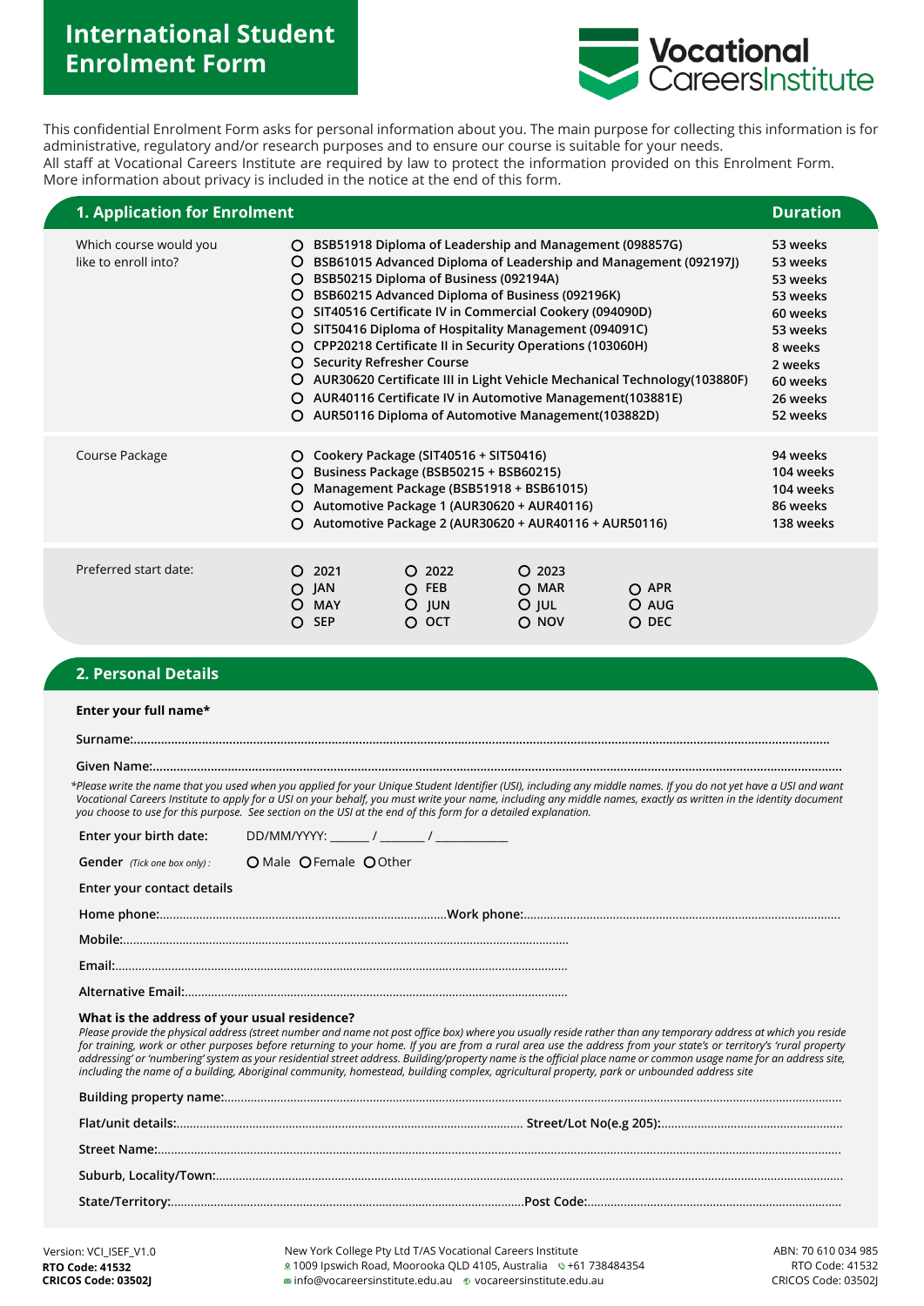# International Student Enrolment Form

**Vocational Careers Institute**

This confidential Enrolment Form asks for personal information about you. The main purpose for collecting this information is for administrative, regulatory and/or research purposes and to ensure our course is suitable for your needs.
All staff at Vocational Careers Institute are required by law to protect the information provided on this Enrolment Form. More information about privacy is included in the notice at the end of this form.

## 1. Application for Enrolment

| | | Duration |
|---|---|---|
| Which course would you like to enroll into? | O BSB51918 Diploma of Leadership and Management (098857G) | 53 weeks |
| | O BSB61015 Advanced Diploma of Leadership and Management (092197J) | 53 weeks |
| | O BSB50215 Diploma of Business (092194A) | 53 weeks |
| | O BSB60215 Advanced Diploma of Business (092196K) | 53 weeks |
| | O SIT40516 Certificate IV in Commercial Cookery (094090D) | 60 weeks |
| | O SIT50416 Diploma of Hospitality Management (094091C) | 53 weeks |
| | O CPP20218 Certificate II in Security Operations (103060H) | 8 weeks |
| | O Security Refresher Course | 2 weeks |
| | O AUR30620 Certificate III in Light Vehicle Mechanical Technology(103880F) | 60 weeks |
| | O AUR40116 Certificate IV in Automotive Management(103881E) | 26 weeks |
| | O AUR50116 Diploma of Automotive Management(103882D) | 52 weeks |
| Course Package | O Cookery Package (SIT40516 + SIT50416) | 94 weeks |
| | O Business Package (BSB50215 + BSB60215) | 104 weeks |
| | O Management Package (BSB51918 + BSB61015) | 104 weeks |
| | O Automotive Package 1 (AUR30620 + AUR40116) | 86 weeks |
| | O Automotive Package 2 (AUR30620 + AUR40116 + AUR50116) | 138 weeks |

Preferred start date:

O 2021 O 2022 O 2023
O JAN O FEB O MAR O APR
O MAY O JUN O JUL O AUG
O SEP O OCT O NOV O DEC

## 2. Personal Details

**Enter your full name***

**Surname:**.......................................................................................................................................

**Given Name:**...................................................................................................................................

*\*Please write the name that you used when you applied for your Unique Student Identifier (USI), including any middle names. If you do not yet have a USI and want Vocational Careers Institute to apply for a USI on your behalf, you must write your name, including any middle names, exactly as written in the identity document you choose to use for this purpose. See section on the USI at the end of this form for a detailed explanation.*

**Enter your birth date:** DD/MM/YYYY: ______ / _______ / ___________

**Gender** *(Tick one box only)* : O Male O Female O Other

**Enter your contact details**

**Home phone:**.......................................................... **Work phone:**..........................................................

**Mobile:**..........................................................................................................

**Email:**...........................................................................................................

**Alternative Email:**.............................................................................................

**What is the address of your usual residence?**

*Please provide the physical address (street number and name not post office box) where you usually reside rather than any temporary address at which you reside for training, work or other purposes before returning to your home. If you are from a rural area use the address from your state's or territory's 'rural property addressing' or 'numbering' system as your residential street address. Building/property name is the official place name or common usage name for an address site, including the name of a building, Aboriginal community, homestead, building complex, agricultural property, park or unbounded address site*

**Building property name:**...........................................................................................................

**Flat/unit details:**.......................................................... **Street/Lot No(e.g 205):**..........................................

**Street Name:**..............................................................................................................................

**Suburb, Locality/Town:**..............................................................................................................

**State/Territory:**.......................................................... **Post Code:**..........................................................

Version: VCI_ISEF_V1.0
**RTO Code: 41532**
**CRICOS Code: 03502J**

New York College Pty Ltd T/AS Vocational Careers Institute
1009 Ipswich Road, Moorooka QLD 4105, Australia +61 738484354
info@vocareersinstitute.edu.au vocareersinstitute.edu.au

ABN: 70 610 034 985
RTO Code: 41532
CRICOS Code: 03502J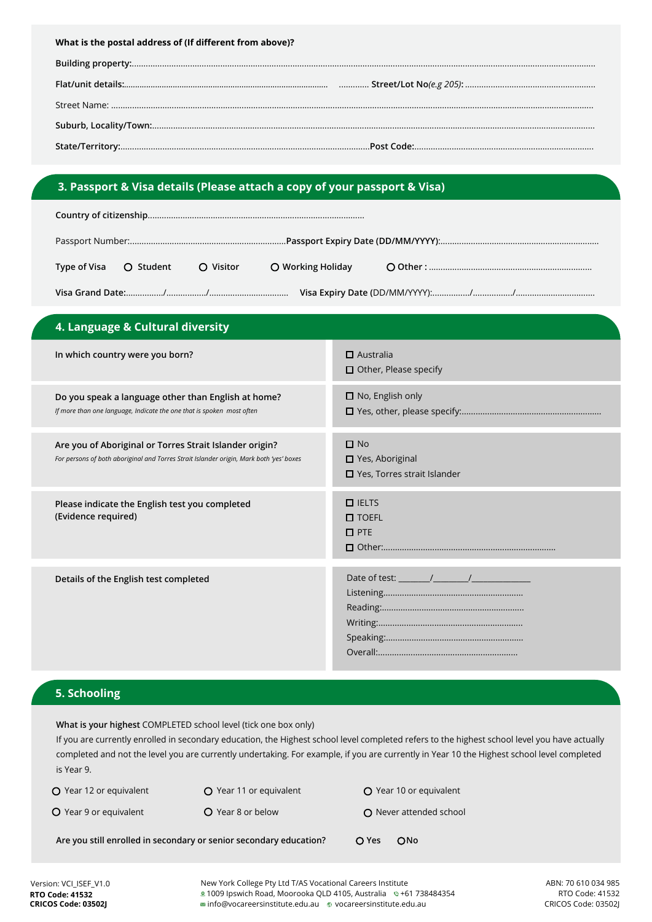**What is the postal address of (If different from above)?**

**Building property:**...................................................................................................................................................................................................

**Flat/unit details:**.........................................................................................  ............ **Street/Lot No**(*e.g 205*): ........................................................

Street Name: ..........................................................................................................................................................................................................

**Suburb, Locality/Town:**.............................................................................................................................................................................................

**State/Territory:**.............................................................................................................**Post Code:**............................................................................

## 3. Passport & Visa details (Please attach a copy of your passport & Visa)

**Country of citizenship**............................................................................................

Passport Number:...................................................................**Passport Expiry Date (DD/MM/YYYY):**...................................................................

**Type of Visa** ○ **Student** ○ **Visitor** ○ **Working Holiday** ○ **Other :** .....................................................................

**Visa Grand Date:**................/................./.................................. **Visa Expiry Date** (DD/MM/YYYY):................/................./..................................

## 4. Language & Cultural diversity

| | |
|---|---|
| **In which country were you born?** | ☐ Australia<br>☐ Other, Please specify |
| **Do you speak a language other than English at home?**<br>*If more than one language, Indicate the one that is spoken most often* | ☐ No, English only<br>☐ Yes, other, please specify:........................................................... |
| **Are you of Aboriginal or Torres Strait Islander origin?**<br>*For persons of both aboriginal and Torres Strait Islander origin, Mark both 'yes' boxes* | ☐ No<br>☐ Yes, Aboriginal<br>☐ Yes, Torres strait Islander |
| **Please indicate the English test you completed (Evidence required)** | ☐ IELTS<br>☐ TOEFL<br>☐ PTE<br>☐ Other:......................................................................... |
| **Details of the English test completed** | Date of test: _______/________/_____________<br>Listening..........................................................<br>Reading:...........................................................<br>Writing:............................................................<br>Speaking:..........................................................<br>Overall:........................................................... |

## 5. Schooling

**What is your highest** COMPLETED school level (tick one box only)

If you are currently enrolled in secondary education, the Highest school level completed refers to the highest school level you have actually completed and not the level you are currently undertaking. For example, if you are currently in Year 10 the Highest school level completed is Year 9.

○ Year 12 or equivalent ○ Year 11 or equivalent ○ Year 10 or equivalent

○ Year 9 or equivalent ○ Year 8 or below ○ Never attended school

**Are you still enrolled in secondary or senior secondary education?** ○ **Yes** ○ **No**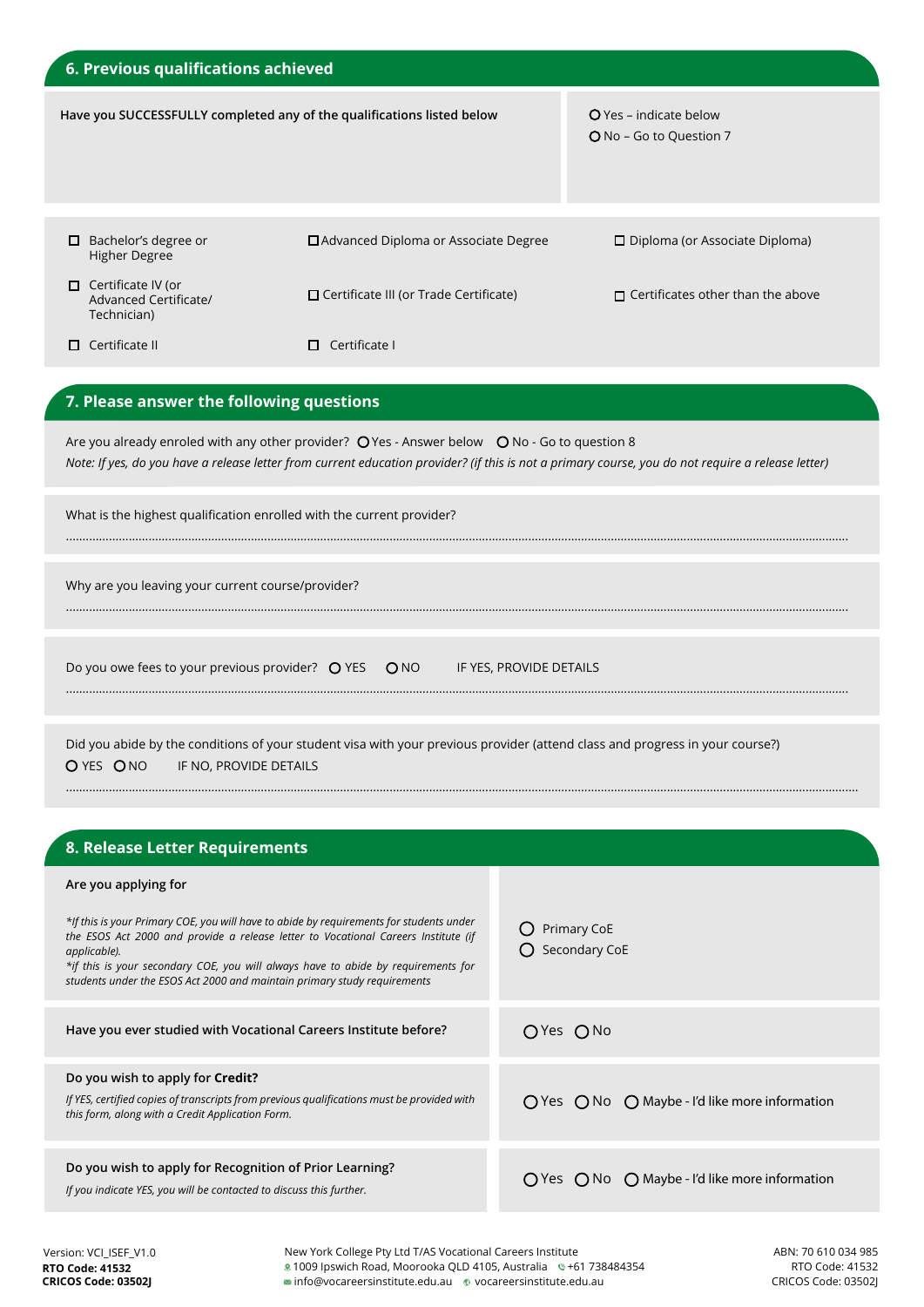## 6. Previous qualifications achieved

Have you SUCCESSFULLY completed any of the qualifications listed below

○ Yes – indicate below
○ No – Go to Question 7

| | | |
|---|---|---|
| ☐ Bachelor's degree or Higher Degree | ☐ Advanced Diploma or Associate Degree | ☐ Diploma (or Associate Diploma) |
| ☐ Certificate IV (or Advanced Certificate/ Technician) | ☐ Certificate III (or Trade Certificate) | ☐ Certificates other than the above |
| ☐ Certificate II | ☐ Certificate I | |

## 7. Please answer the following questions

Are you already enroled with any other provider? ○ Yes - Answer below ○ No - Go to question 8

*Note: If yes, do you have a release letter from current education provider? (if this is not a primary course, you do not require a release letter)*

What is the highest qualification enrolled with the current provider?

..........................................................................................................................................................................................................

Why are you leaving your current course/provider?

..........................................................................................................................................................................................................

Do you owe fees to your previous provider? ○ YES ○ NO IF YES, PROVIDE DETAILS

..........................................................................................................................................................................................................

Did you abide by the conditions of your student visa with your previous provider (attend class and progress in your course?)

○ YES ○ NO IF NO, PROVIDE DETAILS

..........................................................................................................................................................................................................

## 8. Release Letter Requirements

| | |
|---|---|
| **Are you applying for**<br><br>*\*If this is your Primary COE, you will have to abide by requirements for students under the ESOS Act 2000 and provide a release letter to Vocational Careers Institute (if applicable).*<br>*\*if this is your secondary COE, you will always have to abide by requirements for students under the ESOS Act 2000 and maintain primary study requirements* | ○ Primary CoE<br>○ Secondary CoE |
| **Have you ever studied with Vocational Careers Institute before?** | ○ Yes ○ No |
| **Do you wish to apply for Credit?**<br>*If YES, certified copies of transcripts from previous qualifications must be provided with this form, along with a Credit Application Form.* | ○ Yes ○ No ○ Maybe - I'd like more information |
| **Do you wish to apply for Recognition of Prior Learning?**<br>*If you indicate YES, you will be contacted to discuss this further.* | ○ Yes ○ No ○ Maybe - I'd like more information |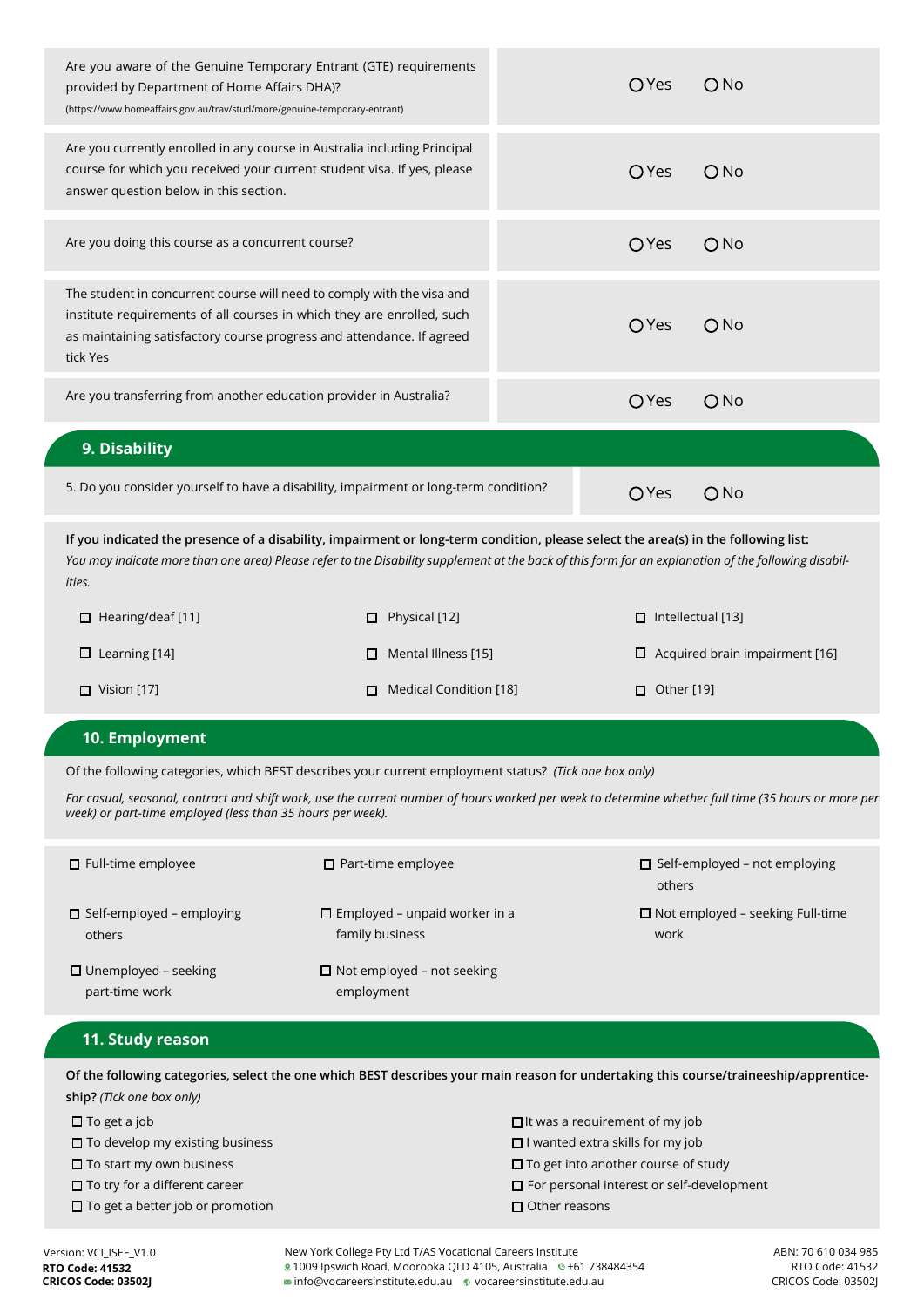| | |
|---|---|
| Are you aware of the Genuine Temporary Entrant (GTE) requirements provided by Department of Home Affairs DHA)? (https://www.homeaffairs.gov.au/trav/stud/more/genuine-temporary-entrant) | ○ Yes ○ No |
| Are you currently enrolled in any course in Australia including Principal course for which you received your current student visa. If yes, please answer question below in this section. | ○ Yes ○ No |
| Are you doing this course as a concurrent course? | ○ Yes ○ No |
| The student in concurrent course will need to comply with the visa and institute requirements of all courses in which they are enrolled, such as maintaining satisfactory course progress and attendance. If agreed tick Yes | ○ Yes ○ No |
| Are you transferring from another education provider in Australia? | ○ Yes ○ No |

## 9. Disability

| | |
|---|---|
| 5. Do you consider yourself to have a disability, impairment or long-term condition? | ○ Yes ○ No |

**If you indicated the presence of a disability, impairment or long-term condition, please select the area(s) in the following list:**
*You may indicate more than one area) Please refer to the Disability supplement at the back of this form for an explanation of the following disabilities.*

- ☐ Hearing/deaf [11]
- ☐ Physical [12]
- ☐ Intellectual [13]
- ☐ Learning [14]
- ☐ Mental Illness [15]
- ☐ Acquired brain impairment [16]
- ☐ Vision [17]
- ☐ Medical Condition [18]
- ☐ Other [19]

## 10. Employment

Of the following categories, which BEST describes your current employment status? *(Tick one box only)*

*For casual, seasonal, contract and shift work, use the current number of hours worked per week to determine whether full time (35 hours or more per week) or part-time employed (less than 35 hours per week).*

- ☐ Full-time employee
- ☐ Part-time employee
- ☐ Self-employed – not employing others
- ☐ Self-employed – employing others
- ☐ Employed – unpaid worker in a family business
- ☐ Not employed – seeking Full-time work
- ☐ Unemployed – seeking part-time work
- ☐ Not employed – not seeking employment

## 11. Study reason

**Of the following categories, select the one which BEST describes your main reason for undertaking this course/traineeship/apprenticeship?** *(Tick one box only)*

- ☐ To get a job
- ☐ To develop my existing business
- ☐ To start my own business
- ☐ To try for a different career
- ☐ To get a better job or promotion
- ☐ It was a requirement of my job
- ☐ I wanted extra skills for my job
- ☐ To get into another course of study
- ☐ For personal interest or self-development
- ☐ Other reasons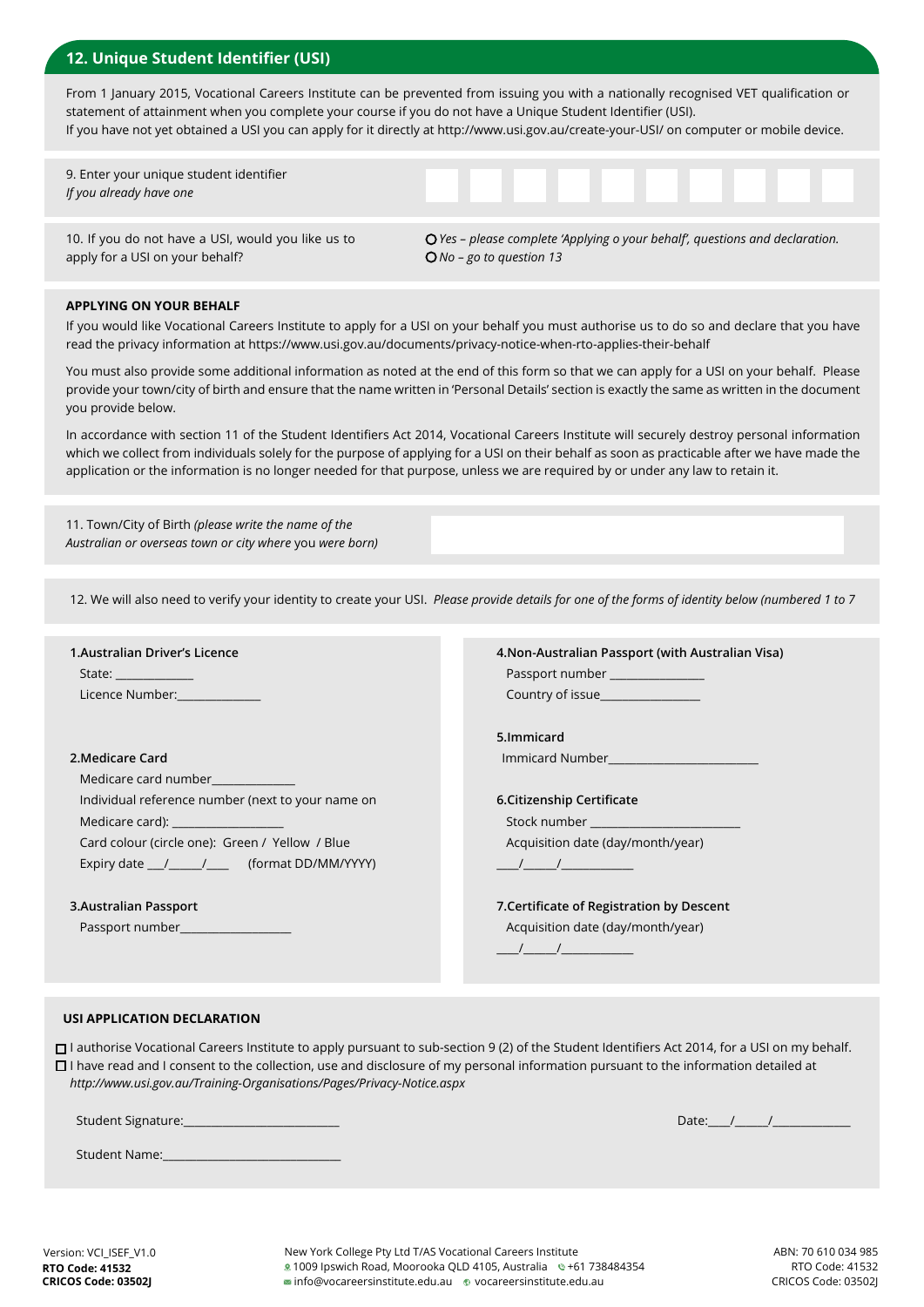## 12. Unique Student Identifier (USI)

From 1 January 2015, Vocational Careers Institute can be prevented from issuing you with a nationally recognised VET qualification or statement of attainment when you complete your course if you do not have a Unique Student Identifier (USI).
If you have not yet obtained a USI you can apply for it directly at http://www.usi.gov.au/create-your-USI/ on computer or mobile device.

9. Enter your unique student identifier
*If you already have one*

| | | | | | | | | | |
|---|---|---|---|---|---|---|---|---|---|
| | | | | | | | | | |

10. If you do not have a USI, would you like us to apply for a USI on your behalf?

- ○ *Yes – please complete 'Applying o your behalf', questions and declaration.*
- ○ *No – go to question 13*

**APPLYING ON YOUR BEHALF**

If you would like Vocational Careers Institute to apply for a USI on your behalf you must authorise us to do so and declare that you have read the privacy information at https://www.usi.gov.au/documents/privacy-notice-when-rto-applies-their-behalf

You must also provide some additional information as noted at the end of this form so that we can apply for a USI on your behalf. Please provide your town/city of birth and ensure that the name written in 'Personal Details' section is exactly the same as written in the document you provide below.

In accordance with section 11 of the Student Identifiers Act 2014, Vocational Careers Institute will securely destroy personal information which we collect from individuals solely for the purpose of applying for a USI on their behalf as soon as practicable after we have made the application or the information is no longer needed for that purpose, unless we are required by or under any law to retain it.

11. Town/City of Birth *(please write the name of the Australian or overseas town or city where* you *were born)*

12. We will also need to verify your identity to create your USI. *Please provide details for one of the forms of identity below (numbered 1 to 7*

**1.Australian Driver's Licence**
State: ____________
Licence Number:_____________

**2.Medicare Card**
Medicare card number_____________
Individual reference number (next to your name on Medicare card): _________________
Card colour (circle one): Green / Yellow / Blue
Expiry date ___/_____/____ (format DD/MM/YYYY)

**3.Australian Passport**
Passport number_________________

**4.Non-Australian Passport (with Australian Visa)**
Passport number _______________
Country of issue________________

**5.Immicard**
Immicard Number________________________

**6.Citizenship Certificate**
Stock number ________________________
Acquisition date (day/month/year)
____/_____/___________

**7.Certificate of Registration by Descent**
Acquisition date (day/month/year)
____/_____/___________

**USI APPLICATION DECLARATION**

- ☐ I authorise Vocational Careers Institute to apply pursuant to sub-section 9 (2) of the Student Identifiers Act 2014, for a USI on my behalf.
- ☐ I have read and I consent to the collection, use and disclosure of my personal information pursuant to the information detailed at *http://www.usi.gov.au/Training-Organisations/Pages/Privacy-Notice.aspx*

Student Signature:________________________ Date:____/_____/_____________

Student Name:____________________________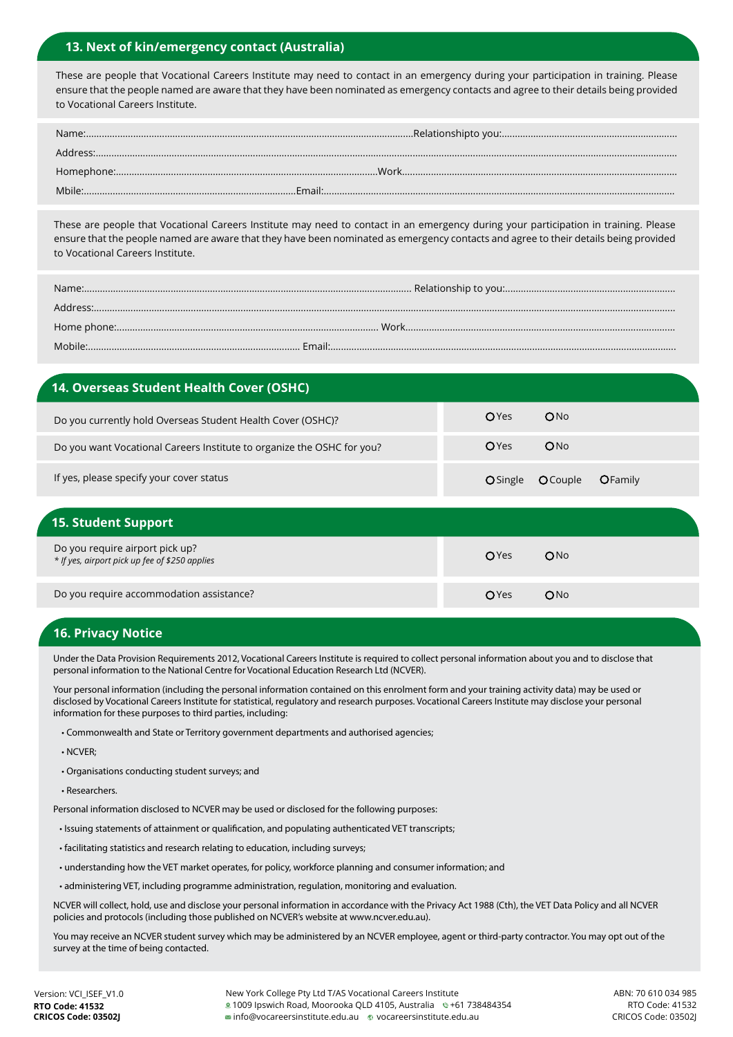## 13. Next of kin/emergency contact (Australia)

These are people that Vocational Careers Institute may need to contact in an emergency during your participation in training. Please ensure that the people named are aware that they have been nominated as emergency contacts and agree to their details being provided to Vocational Careers Institute.

Name:.............................................................................................................................Relationshipto you:.................................................................

Address:...........................................................................................................................................................................................................................

Homephone:....................................................................................................Work.......................................................................................................

Mbile:.................................................................................Email:.....................................................................................................................................

These are people that Vocational Careers Institute may need to contact in an emergency during your participation in training. Please ensure that the people named are aware that they have been nominated as emergency contacts and agree to their details being provided to Vocational Careers Institute.

Name:............................................................................................................................ Relationship to you:................................................................

Address:...........................................................................................................................................................................................................................

Home phone:.................................................................................................... Work......................................................................................................

Mobile:................................................................................ Email:.....................................................................................................................................

## 14. Overseas Student Health Cover (OSHC)

| | |
|---|---|
| Do you currently hold Overseas Student Health Cover (OSHC)? | O Yes O No |
| Do you want Vocational Careers Institute to organize the OSHC for you? | O Yes O No |
| If yes, please specify your cover status | O Single O Couple O Family |

## 15. Student Support

| | |
|---|---|
| Do you require airport pick up?<br>*\* If yes, airport pick up fee of $250 applies* | O Yes O No |
| Do you require accommodation assistance? | O Yes O No |

## 16. Privacy Notice

Under the Data Provision Requirements 2012, Vocational Careers Institute is required to collect personal information about you and to disclose that personal information to the National Centre for Vocational Education Research Ltd (NCVER).

Your personal information (including the personal information contained on this enrolment form and your training activity data) may be used or disclosed by Vocational Careers Institute for statistical, regulatory and research purposes. Vocational Careers Institute may disclose your personal information for these purposes to third parties, including:

- Commonwealth and State or Territory government departments and authorised agencies;
- NCVER;
- Organisations conducting student surveys; and
- Researchers.

Personal information disclosed to NCVER may be used or disclosed for the following purposes:

- Issuing statements of attainment or qualification, and populating authenticated VET transcripts;
- facilitating statistics and research relating to education, including surveys;
- understanding how the VET market operates, for policy, workforce planning and consumer information; and
- administering VET, including programme administration, regulation, monitoring and evaluation.

NCVER will collect, hold, use and disclose your personal information in accordance with the Privacy Act 1988 (Cth), the VET Data Policy and all NCVER policies and protocols (including those published on NCVER's website at www.ncver.edu.au).

You may receive an NCVER student survey which may be administered by an NCVER employee, agent or third-party contractor. You may opt out of the survey at the time of being contacted.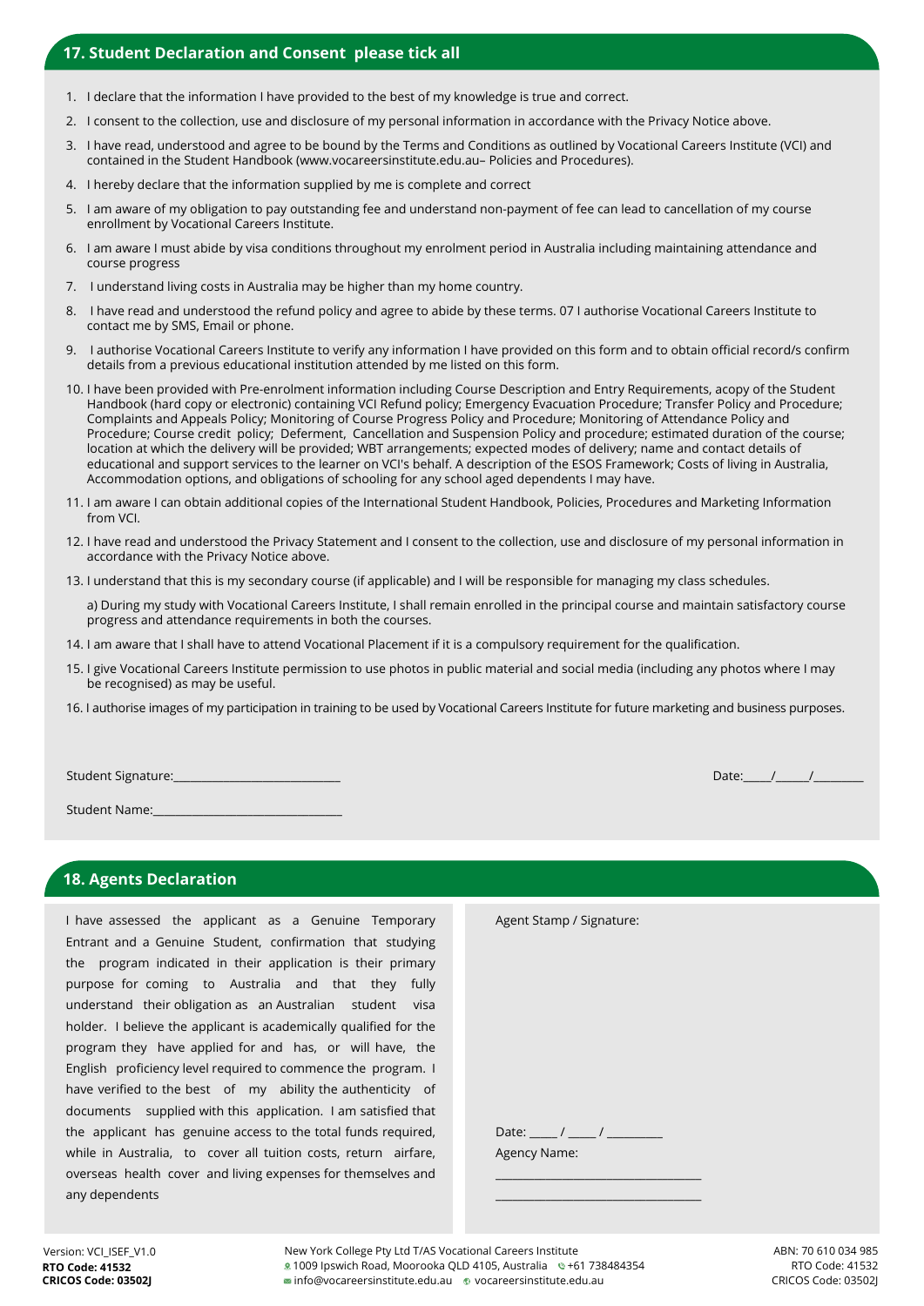## 17. Student Declaration and Consent please tick all

1. I declare that the information I have provided to the best of my knowledge is true and correct.
2. I consent to the collection, use and disclosure of my personal information in accordance with the Privacy Notice above.
3. I have read, understood and agree to be bound by the Terms and Conditions as outlined by Vocational Careers Institute (VCI) and contained in the Student Handbook (www.vocareersinstitute.edu.au– Policies and Procedures).
4. I hereby declare that the information supplied by me is complete and correct
5. I am aware of my obligation to pay outstanding fee and understand non-payment of fee can lead to cancellation of my course enrollment by Vocational Careers Institute.
6. I am aware I must abide by visa conditions throughout my enrolment period in Australia including maintaining attendance and course progress
7. I understand living costs in Australia may be higher than my home country.
8. I have read and understood the refund policy and agree to abide by these terms. 07 I authorise Vocational Careers Institute to contact me by SMS, Email or phone.
9. I authorise Vocational Careers Institute to verify any information I have provided on this form and to obtain official record/s confirm details from a previous educational institution attended by me listed on this form.
10. I have been provided with Pre-enrolment information including Course Description and Entry Requirements, acopy of the Student Handbook (hard copy or electronic) containing VCI Refund policy; Emergency Evacuation Procedure; Transfer Policy and Procedure; Complaints and Appeals Policy; Monitoring of Course Progress Policy and Procedure; Monitoring of Attendance Policy and Procedure; Course credit policy; Deferment, Cancellation and Suspension Policy and procedure; estimated duration of the course; location at which the delivery will be provided; WBT arrangements; expected modes of delivery; name and contact details of educational and support services to the learner on VCI's behalf. A description of the ESOS Framework; Costs of living in Australia, Accommodation options, and obligations of schooling for any school aged dependents I may have.
11. I am aware I can obtain additional copies of the International Student Handbook, Policies, Procedures and Marketing Information from VCI.
12. I have read and understood the Privacy Statement and I consent to the collection, use and disclosure of my personal information in accordance with the Privacy Notice above.
13. I understand that this is my secondary course (if applicable) and I will be responsible for managing my class schedules.

    a) During my study with Vocational Careers Institute, I shall remain enrolled in the principal course and maintain satisfactory course progress and attendance requirements in both the courses.
14. I am aware that I shall have to attend Vocational Placement if it is a compulsory requirement for the qualification.
15. I give Vocational Careers Institute permission to use photos in public material and social media (including any photos where I may be recognised) as may be useful.
16. I authorise images of my participation in training to be used by Vocational Careers Institute for future marketing and business purposes.

Student Signature:____________________________ Date:_____/_____/_________

Student Name:________________________________

## 18. Agents Declaration

I have assessed the applicant as a Genuine Temporary Entrant and a Genuine Student, confirmation that studying the program indicated in their application is their primary purpose for coming to Australia and that they fully understand their obligation as an Australian student visa holder. I believe the applicant is academically qualified for the program they have applied for and has, or will have, the English proficiency level required to commence the program. I have verified to the best of my ability the authenticity of documents supplied with this application. I am satisfied that the applicant has genuine access to the total funds required, while in Australia, to cover all tuition costs, return airfare, overseas health cover and living expenses for themselves and any dependents

Agent Stamp / Signature:

Date: _____ / _____ / _________

Agency Name:

__________________________________

__________________________________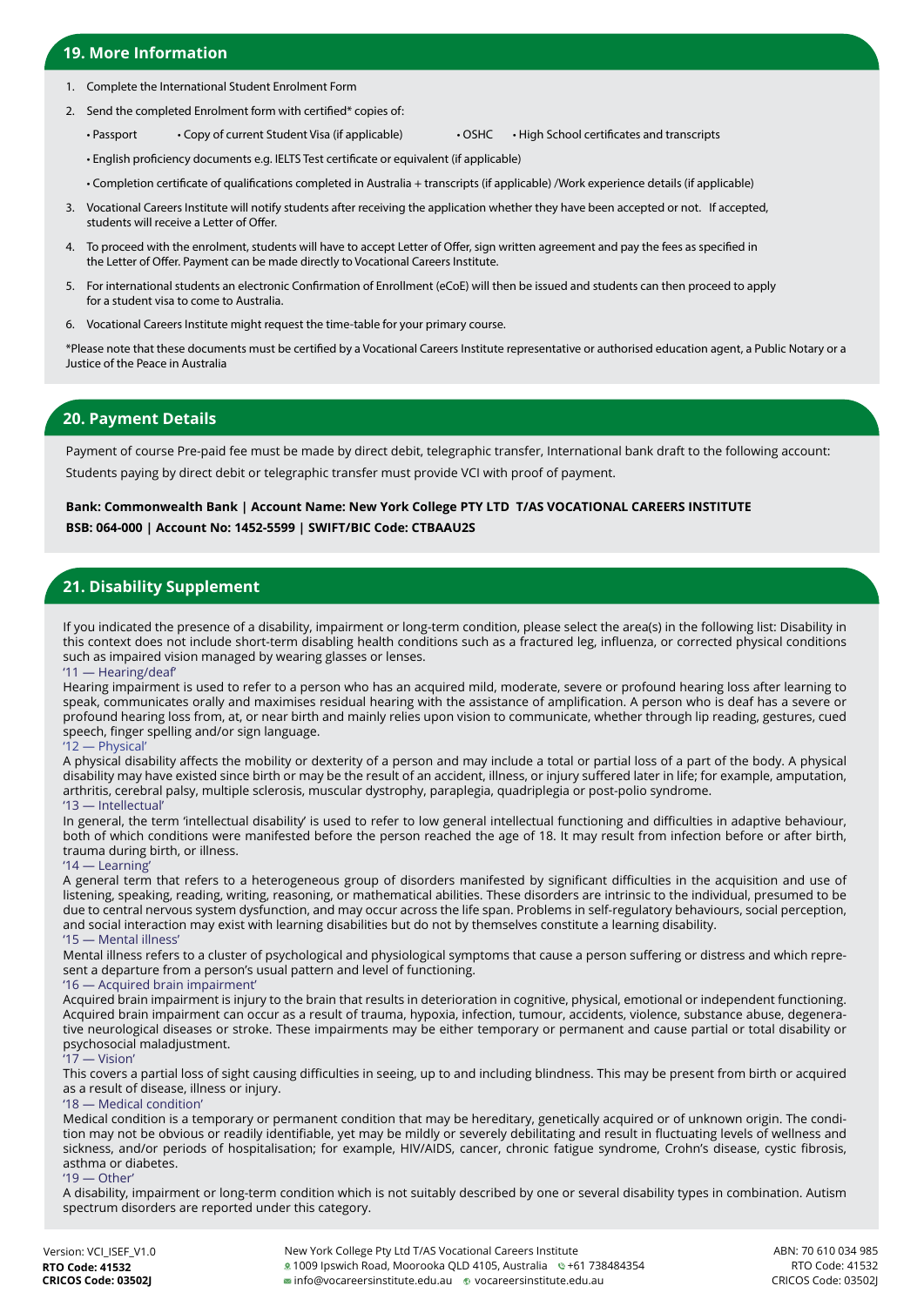## 19. More Information

1. Complete the International Student Enrolment Form
2. Send the completed Enrolment form with certified* copies of:
   - Passport
   - Copy of current Student Visa (if applicable)
   - OSHC
   - High School certificates and transcripts
   - English proficiency documents e.g. IELTS Test certificate or equivalent (if applicable)
   - Completion certificate of qualifications completed in Australia + transcripts (if applicable) /Work experience details (if applicable)
3. Vocational Careers Institute will notify students after receiving the application whether they have been accepted or not. If accepted, students will receive a Letter of Offer.
4. To proceed with the enrolment, students will have to accept Letter of Offer, sign written agreement and pay the fees as specified in the Letter of Offer. Payment can be made directly to Vocational Careers Institute.
5. For international students an electronic Confirmation of Enrollment (eCoE) will then be issued and students can then proceed to apply for a student visa to come to Australia.
6. Vocational Careers Institute might request the time-table for your primary course.

*Please note that these documents must be certified by a Vocational Careers Institute representative or authorised education agent, a Public Notary or a Justice of the Peace in Australia

## 20. Payment Details

Payment of course Pre-paid fee must be made by direct debit, telegraphic transfer, International bank draft to the following account: Students paying by direct debit or telegraphic transfer must provide VCI with proof of payment.

**Bank: Commonwealth Bank | Account Name: New York College PTY LTD T/AS VOCATIONAL CAREERS INSTITUTE**
**BSB: 064-000 | Account No: 1452-5599 | SWIFT/BIC Code: CTBAAU2S**

## 21. Disability Supplement

If you indicated the presence of a disability, impairment or long-term condition, please select the area(s) in the following list: Disability in this context does not include short-term disabling health conditions such as a fractured leg, influenza, or corrected physical conditions such as impaired vision managed by wearing glasses or lenses.

'11 — Hearing/deaf'
Hearing impairment is used to refer to a person who has an acquired mild, moderate, severe or profound hearing loss after learning to speak, communicates orally and maximises residual hearing with the assistance of amplification. A person who is deaf has a severe or profound hearing loss from, at, or near birth and mainly relies upon vision to communicate, whether through lip reading, gestures, cued speech, finger spelling and/or sign language.

'12 — Physical'
A physical disability affects the mobility or dexterity of a person and may include a total or partial loss of a part of the body. A physical disability may have existed since birth or may be the result of an accident, illness, or injury suffered later in life; for example, amputation, arthritis, cerebral palsy, multiple sclerosis, muscular dystrophy, paraplegia, quadriplegia or post-polio syndrome.

'13 — Intellectual'
In general, the term 'intellectual disability' is used to refer to low general intellectual functioning and difficulties in adaptive behaviour, both of which conditions were manifested before the person reached the age of 18. It may result from infection before or after birth, trauma during birth, or illness.

'14 — Learning'
A general term that refers to a heterogeneous group of disorders manifested by significant difficulties in the acquisition and use of listening, speaking, reading, writing, reasoning, or mathematical abilities. These disorders are intrinsic to the individual, presumed to be due to central nervous system dysfunction, and may occur across the life span. Problems in self-regulatory behaviours, social perception, and social interaction may exist with learning disabilities but do not by themselves constitute a learning disability.

'15 — Mental illness'
Mental illness refers to a cluster of psychological and physiological symptoms that cause a person suffering or distress and which represent a departure from a person's usual pattern and level of functioning.

'16 — Acquired brain impairment'
Acquired brain impairment is injury to the brain that results in deterioration in cognitive, physical, emotional or independent functioning. Acquired brain impairment can occur as a result of trauma, hypoxia, infection, tumour, accidents, violence, substance abuse, degenerative neurological diseases or stroke. These impairments may be either temporary or permanent and cause partial or total disability or psychosocial maladjustment.

'17 — Vision'
This covers a partial loss of sight causing difficulties in seeing, up to and including blindness. This may be present from birth or acquired as a result of disease, illness or injury.

'18 — Medical condition'
Medical condition is a temporary or permanent condition that may be hereditary, genetically acquired or of unknown origin. The condition may not be obvious or readily identifiable, yet may be mildly or severely debilitating and result in fluctuating levels of wellness and sickness, and/or periods of hospitalisation; for example, HIV/AIDS, cancer, chronic fatigue syndrome, Crohn's disease, cystic fibrosis, asthma or diabetes.

'19 — Other'
A disability, impairment or long-term condition which is not suitably described by one or several disability types in combination. Autism spectrum disorders are reported under this category.